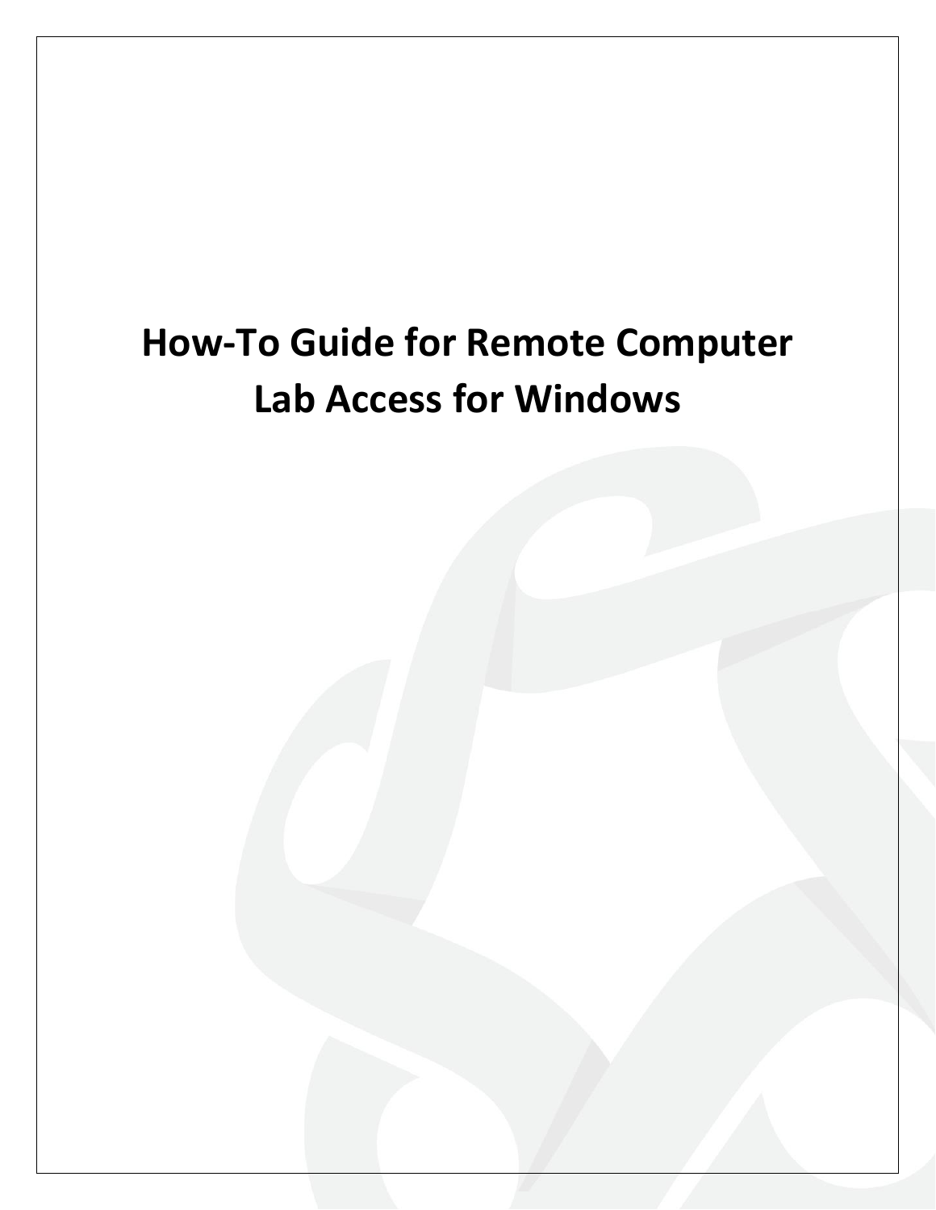# How-To Guide for Remote Computer Lab Access for Windows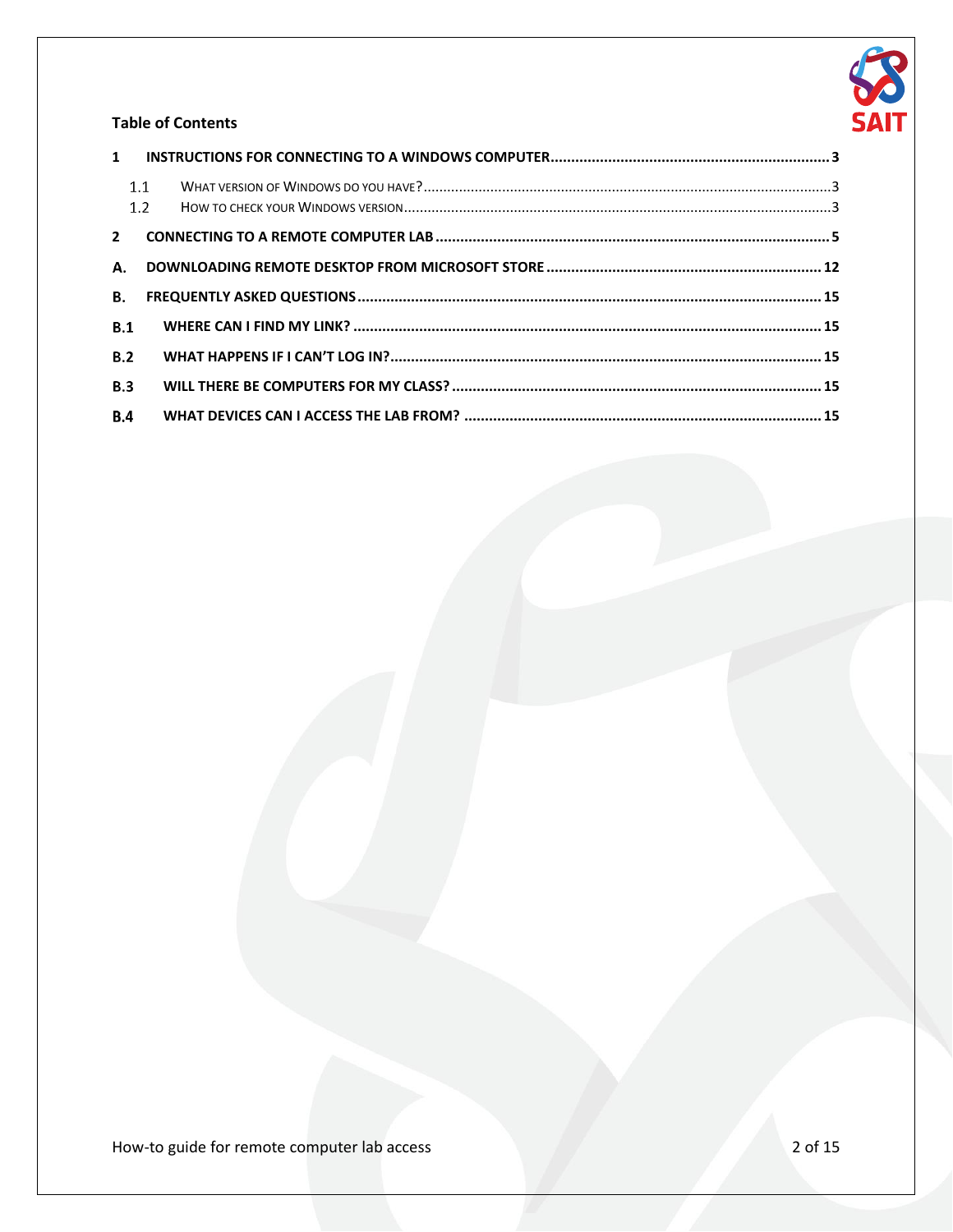**Table of Contents**

1 INSTRUCTIONS FOR CONNECTING TO A WINDOWS COMPUTER .................... 3

- 1.1 WHAT VERSION OF WINDOWS DO YOU HAVE? .................... 3
- 1.2 HOW TO CHECK YOUR WINDOWS VERSION .................... 3

2 CONNECTING TO A REMOTE COMPUTER LAB .................... 5

A. DOWNLOADING REMOTE DESKTOP FROM MICROSOFT STORE .................... 12

B. FREQUENTLY ASKED QUESTIONS .................... 15

B.1 WHERE CAN I FIND MY LINK? .................... 15

B.2 WHAT HAPPENS IF I CAN'T LOG IN? .................... 15

B.3 WILL THERE BE COMPUTERS FOR MY CLASS? .................... 15

B.4 WHAT DEVICES CAN I ACCESS THE LAB FROM? .................... 15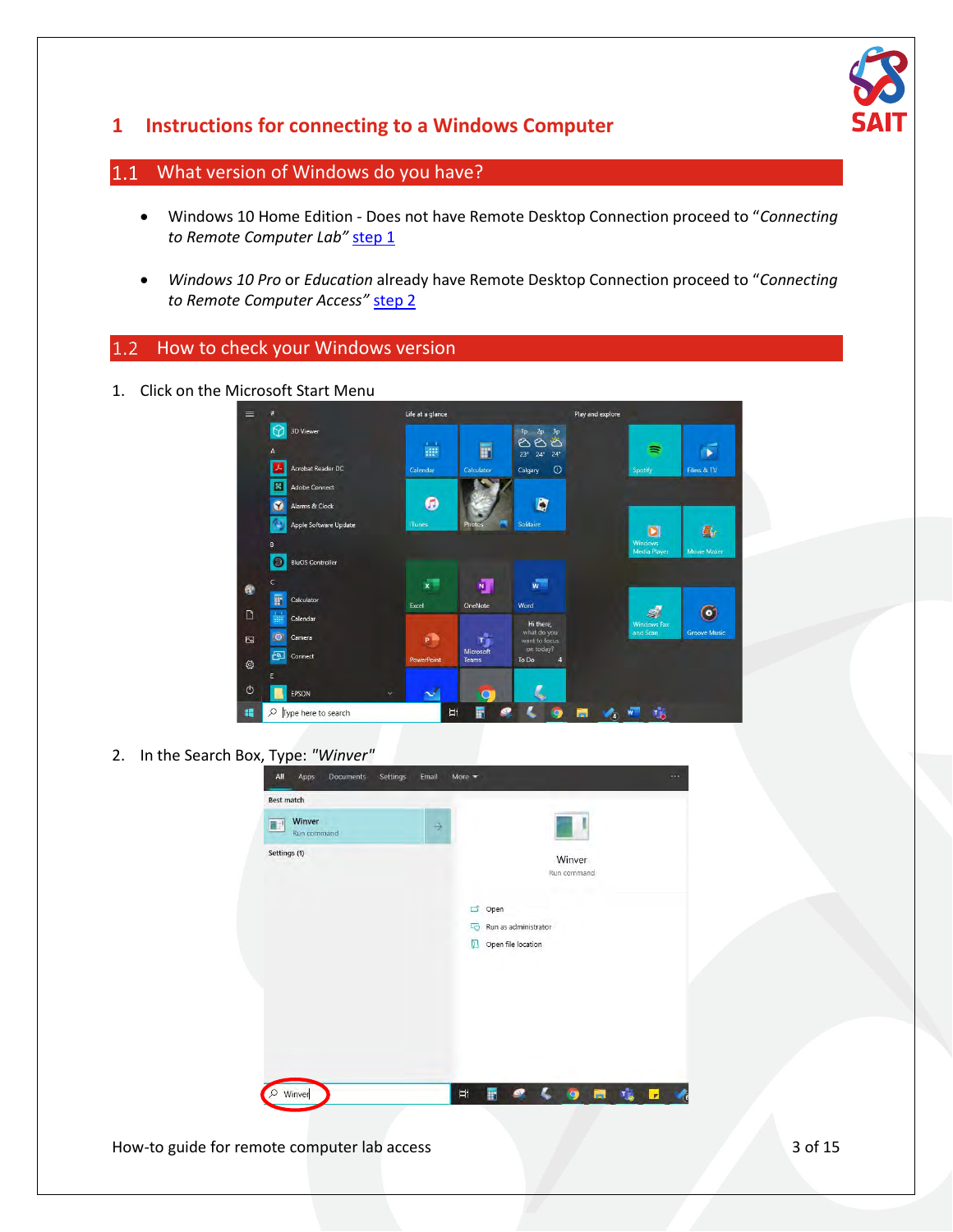# 1 Instructions for connecting to a Windows Computer

## 1.1 What version of Windows do you have?

- Windows 10 Home Edition - Does not have Remote Desktop Connection proceed to "*Connecting to Remote Computer Lab"* step 1
- *Windows 10 Pro* or *Education* already have Remote Desktop Connection proceed to "*Connecting to Remote Computer Access"* step 2

## 1.2 How to check your Windows version

1. Click on the Microsoft Start Menu

2. In the Search Box, Type: *"Winver"*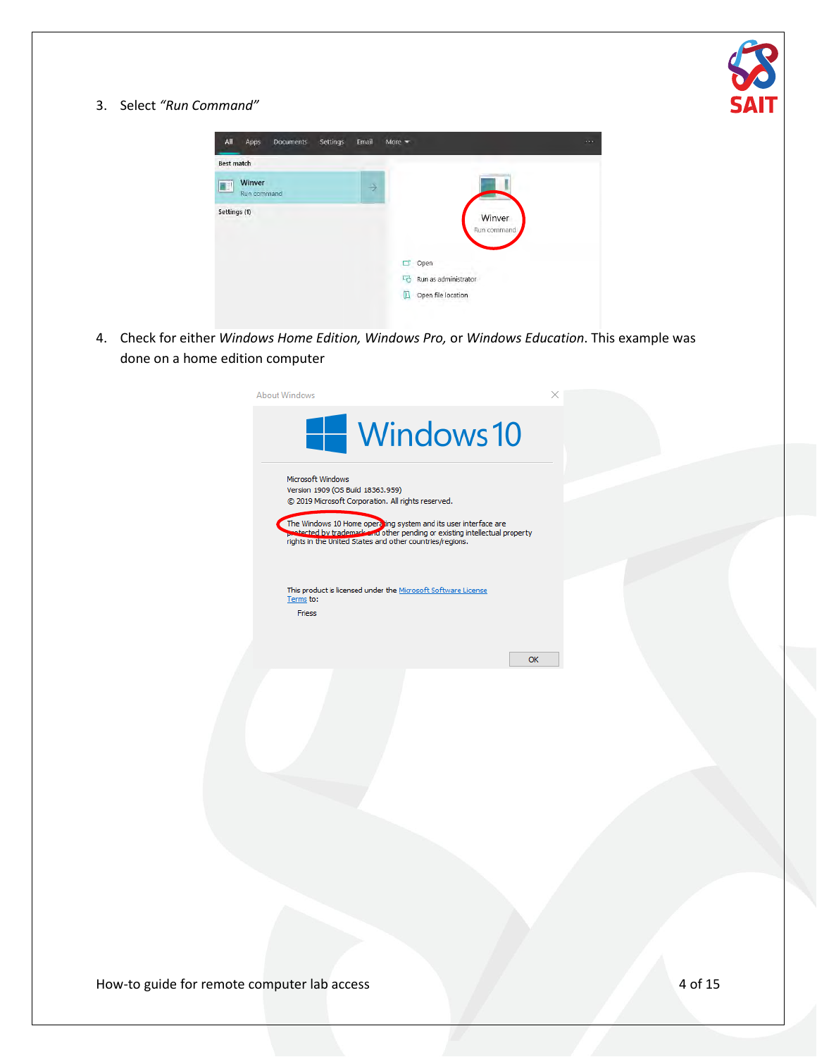3. Select *"Run Command"*

4. Check for either *Windows Home Edition, Windows Pro,* or *Windows Education*. This example was done on a home edition computer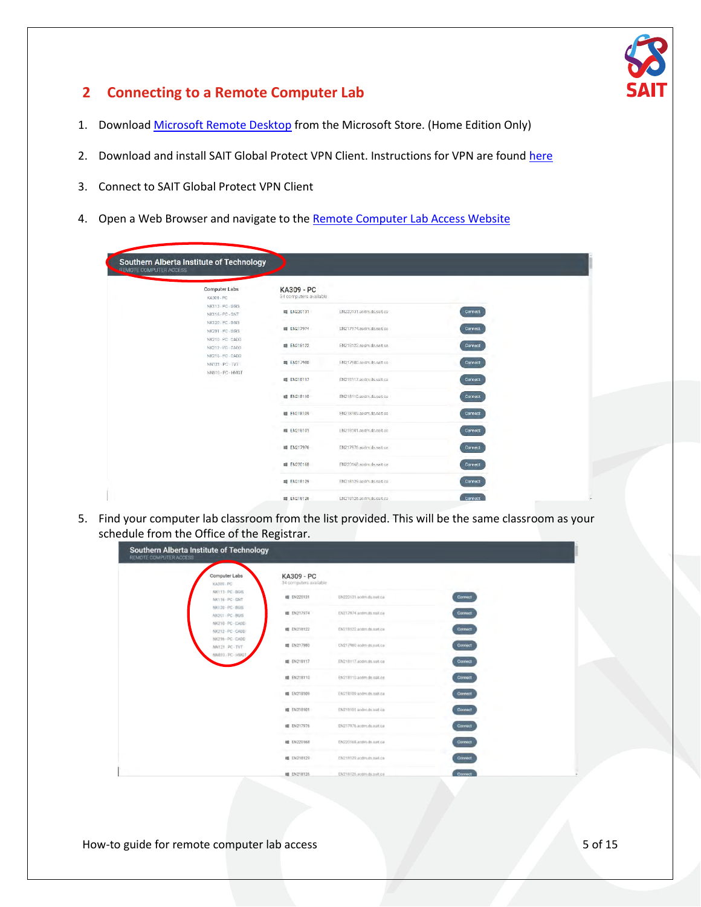## 2 Connecting to a Remote Computer Lab

1. Download Microsoft Remote Desktop from the Microsoft Store. (Home Edition Only)

2. Download and install SAIT Global Protect VPN Client. Instructions for VPN are found here

3. Connect to SAIT Global Protect VPN Client

4. Open a Web Browser and navigate to the Remote Computer Lab Access Website

5. Find your computer lab classroom from the list provided. This will be the same classroom as your schedule from the Office of the Registrar.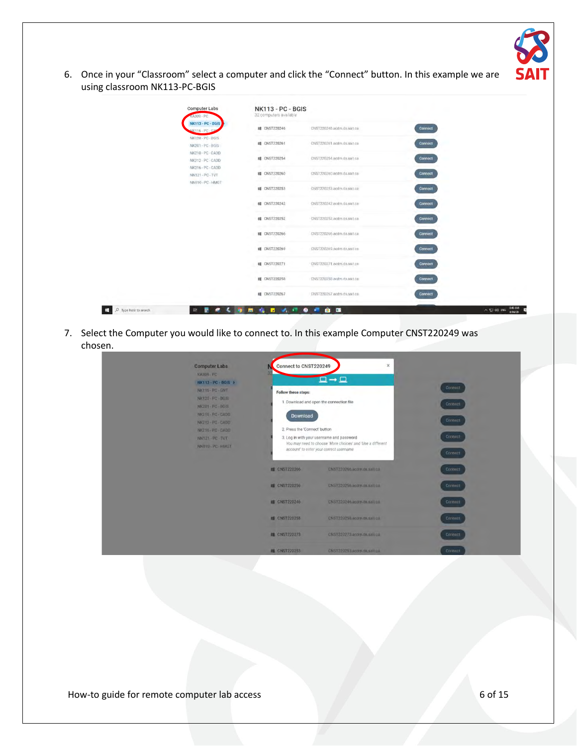6. Once in your “Classroom” select a computer and click the “Connect” button. In this example we are using classroom NK113-PC-BGIS

7. Select the Computer you would like to connect to. In this example Computer CNST220249 was chosen.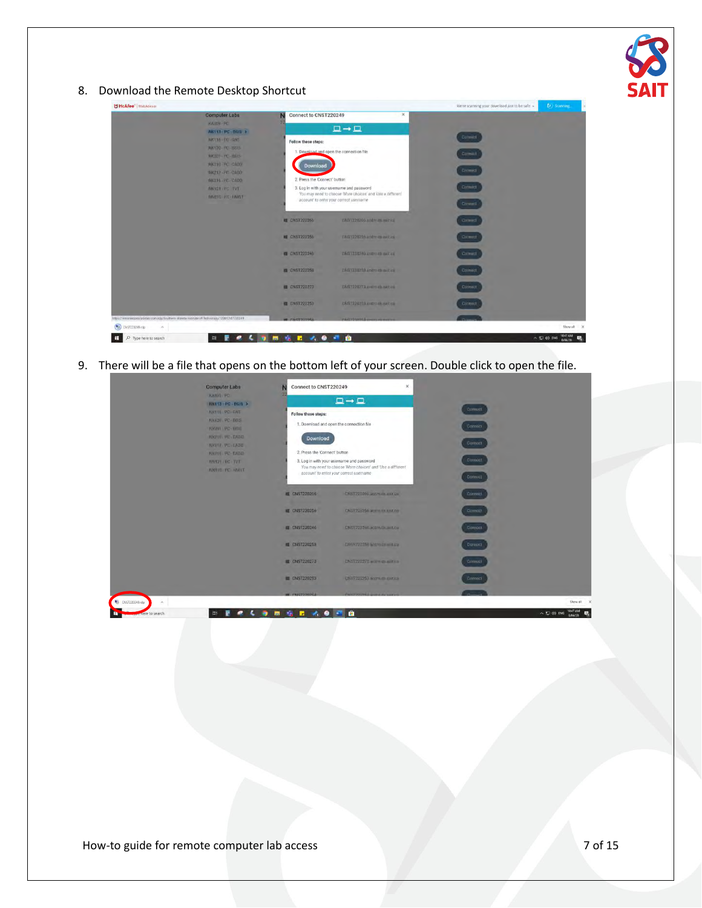8. Download the Remote Desktop Shortcut

9. There will be a file that opens on the bottom left of your screen. Double click to open the file.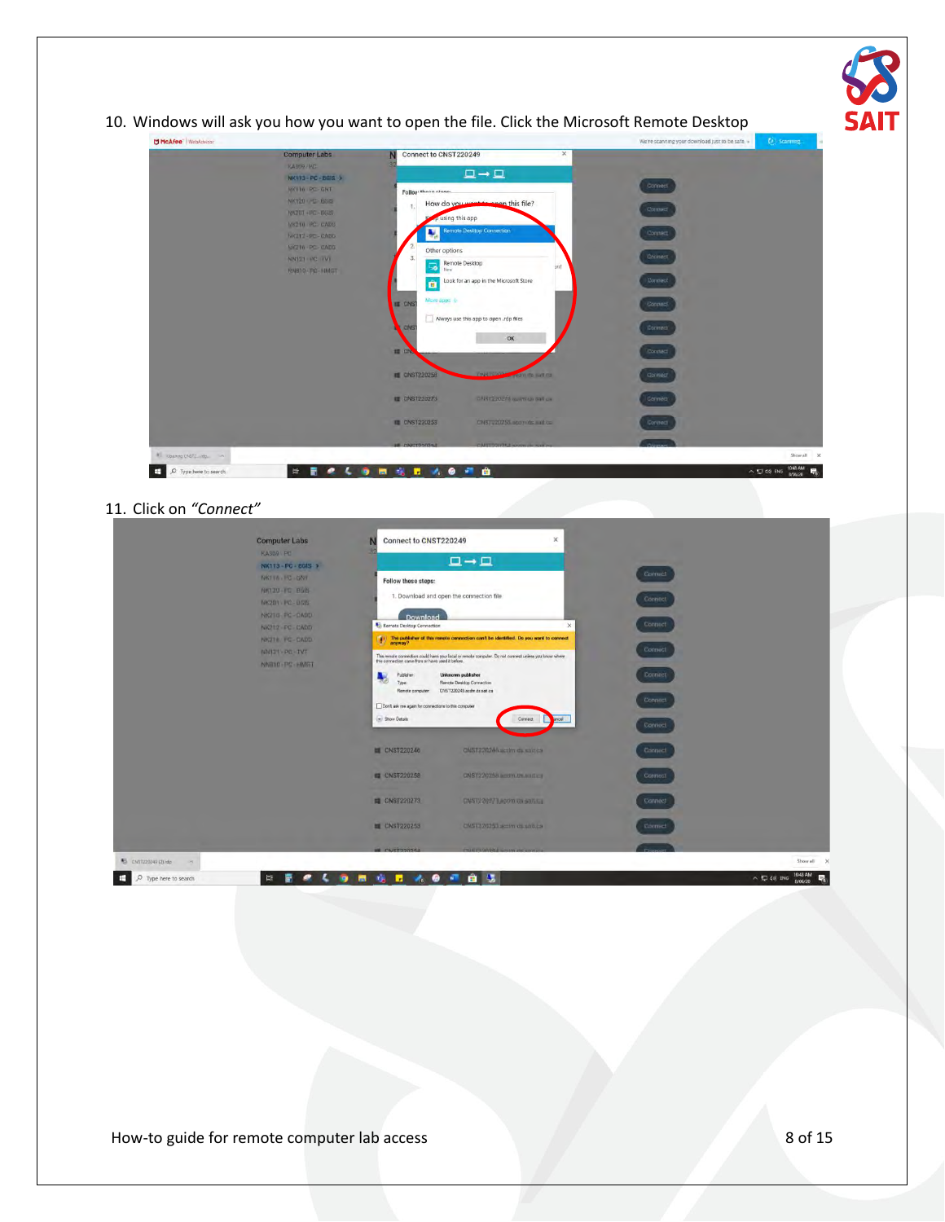10. Windows will ask you how you want to open the file. Click the Microsoft Remote Desktop

11. Click on *"Connect"*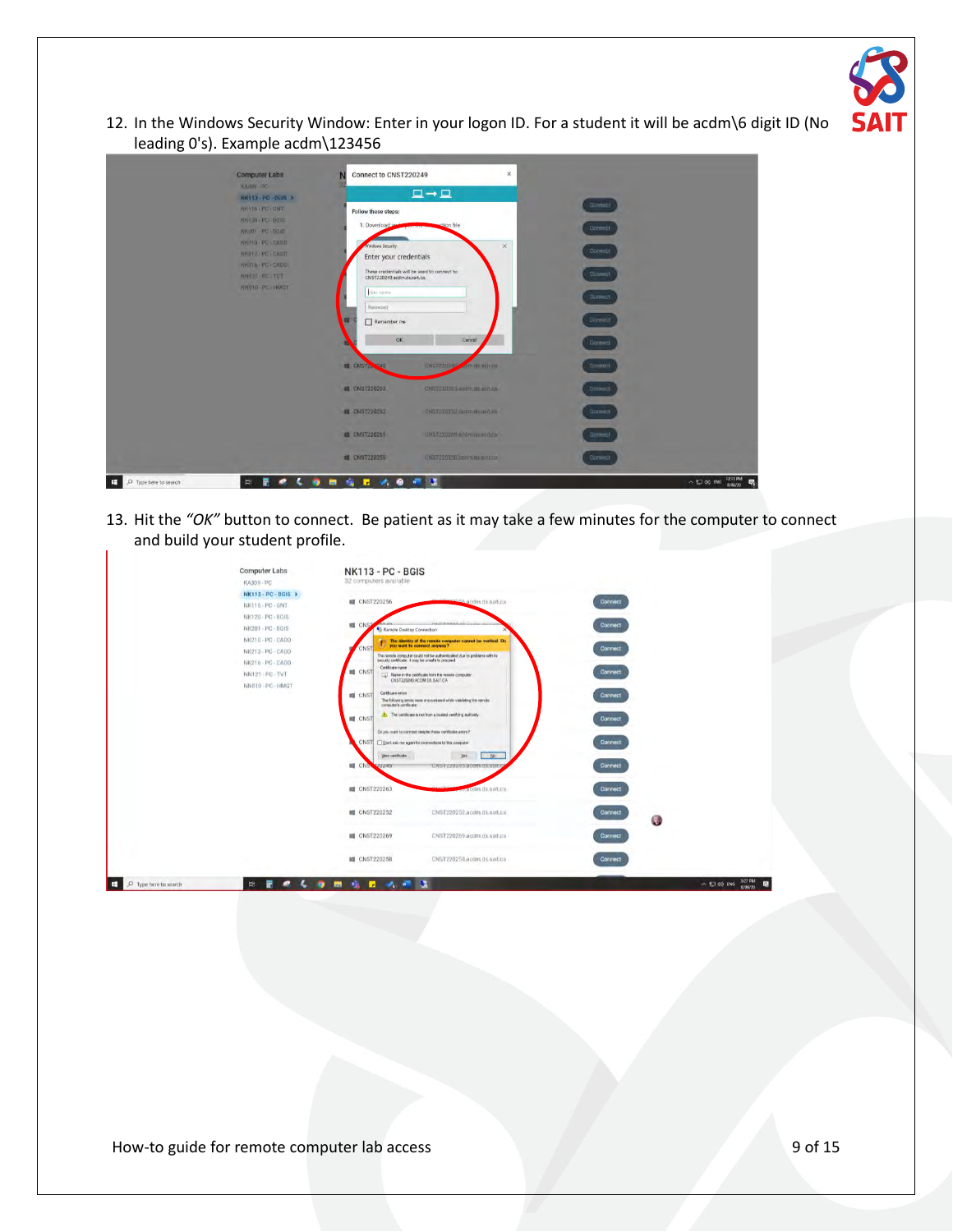12. In the Windows Security Window: Enter in your logon ID. For a student it will be acdm\6 digit ID (No leading 0's). Example acdm\123456

13. Hit the *"OK"* button to connect. Be patient as it may take a few minutes for the computer to connect and build your student profile.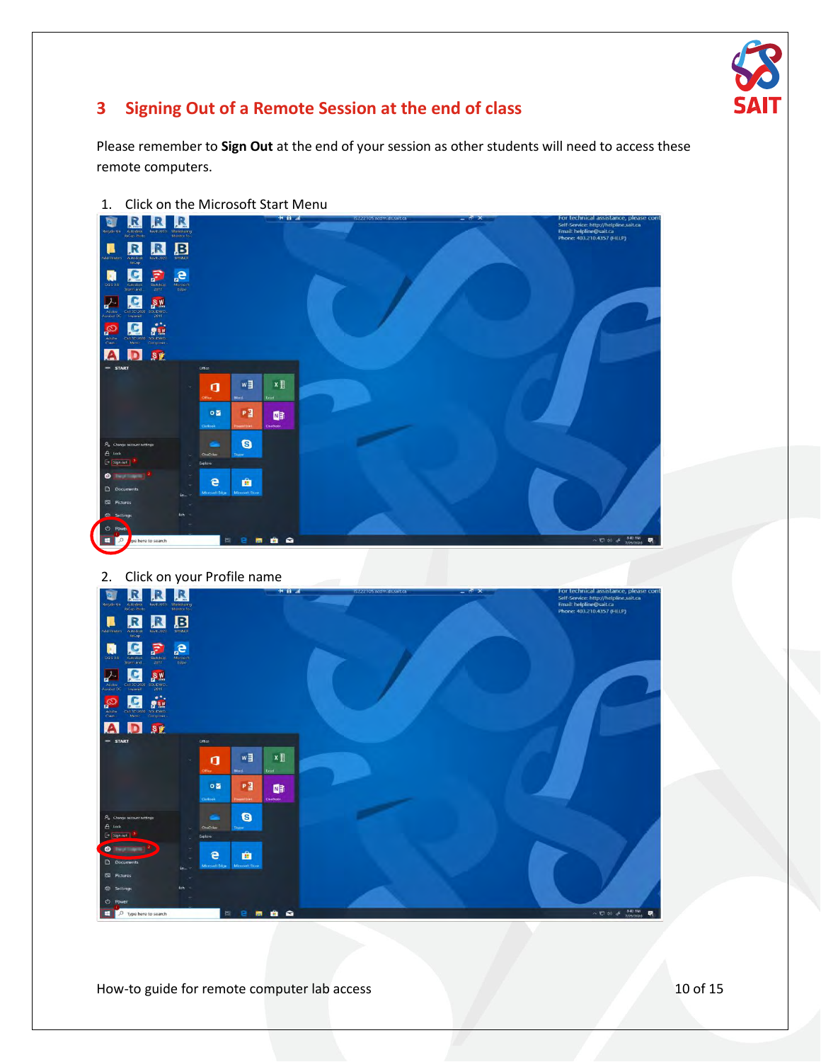## 3 Signing Out of a Remote Session at the end of class

Please remember to **Sign Out** at the end of your session as other students will need to access these remote computers.

1. Click on the Microsoft Start Menu

2. Click on your Profile name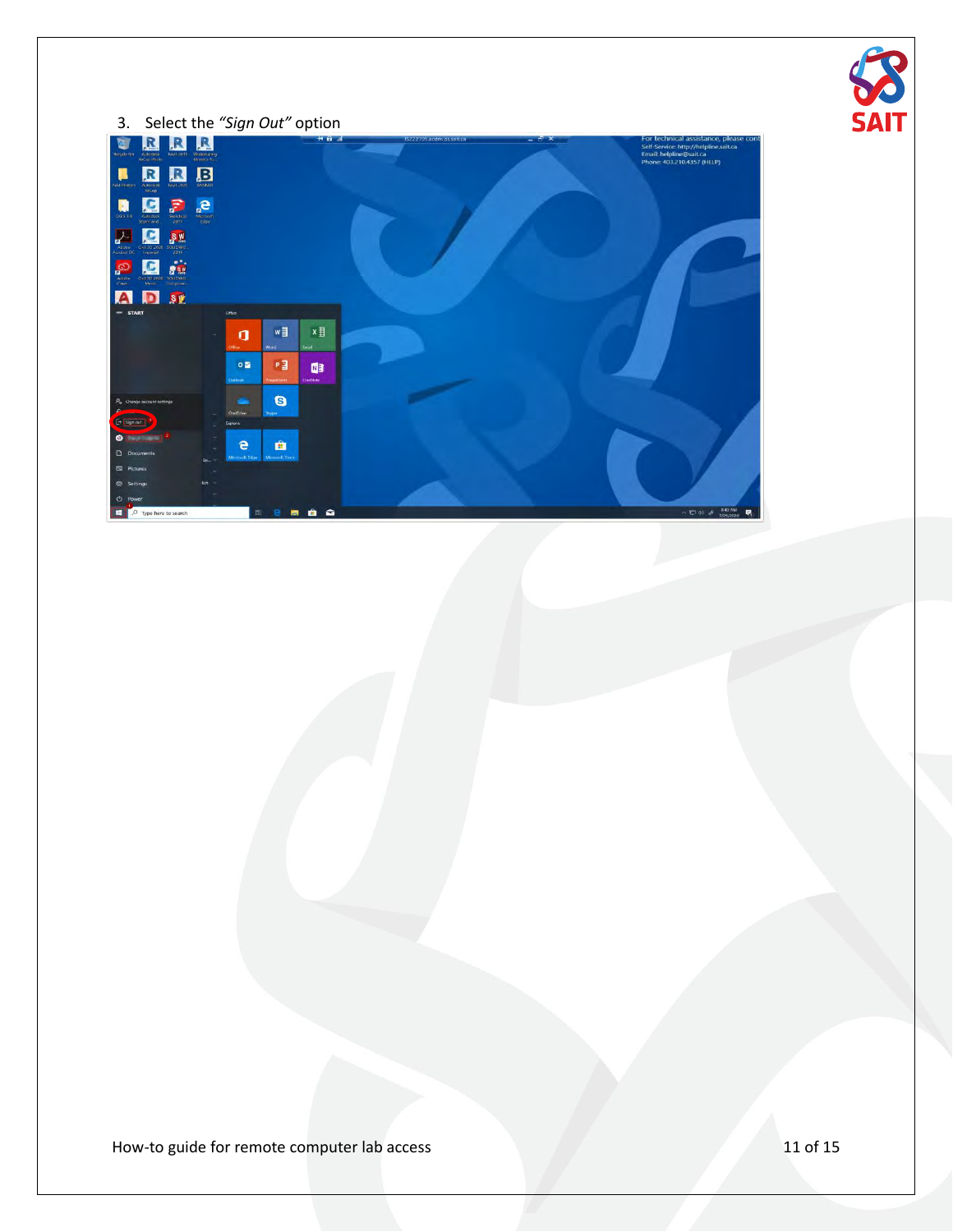3. Select the *"Sign Out"* option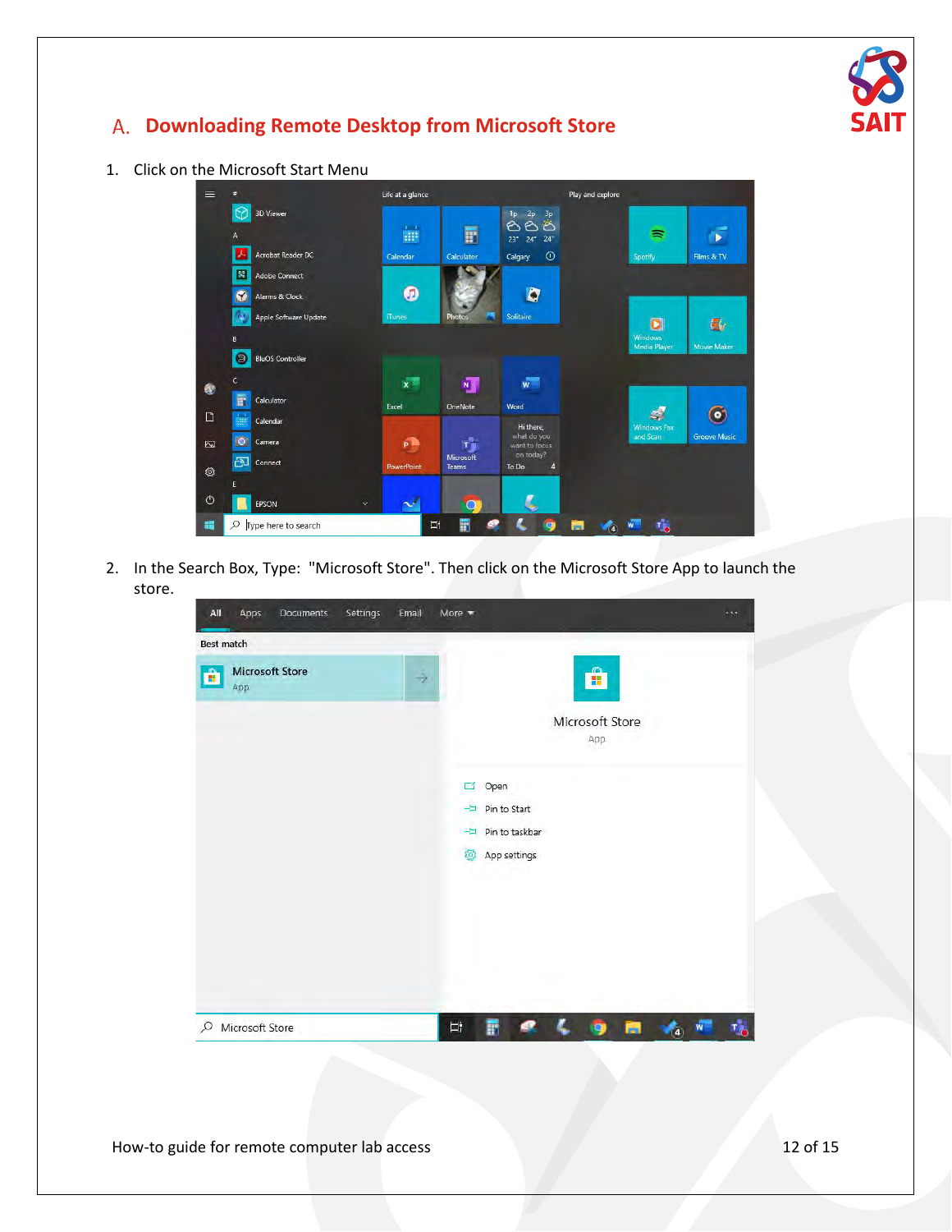## A. Downloading Remote Desktop from Microsoft Store

1. Click on the Microsoft Start Menu

2. In the Search Box, Type: "Microsoft Store". Then click on the Microsoft Store App to launch the store.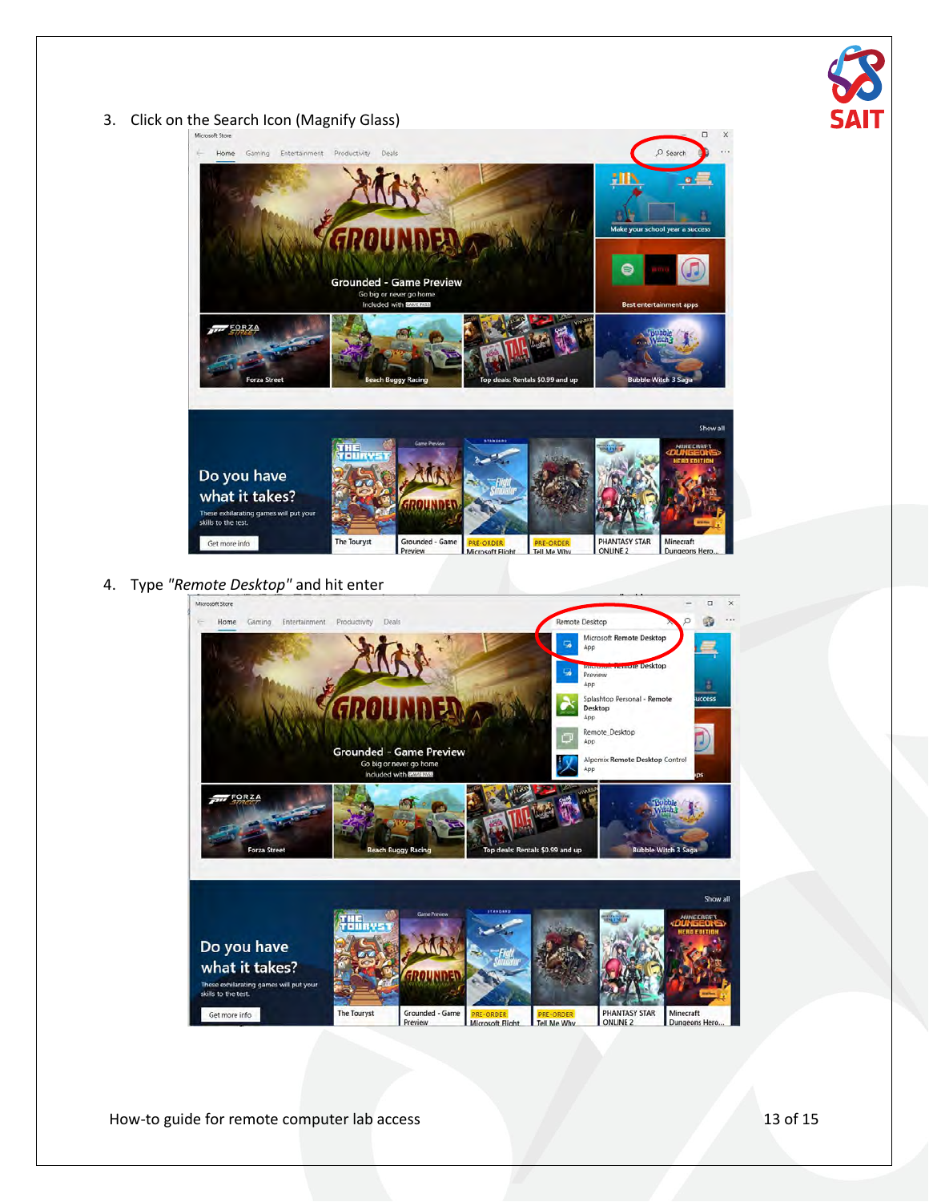3. Click on the Search Icon (Magnify Glass)

4. Type *"Remote Desktop"* and hit enter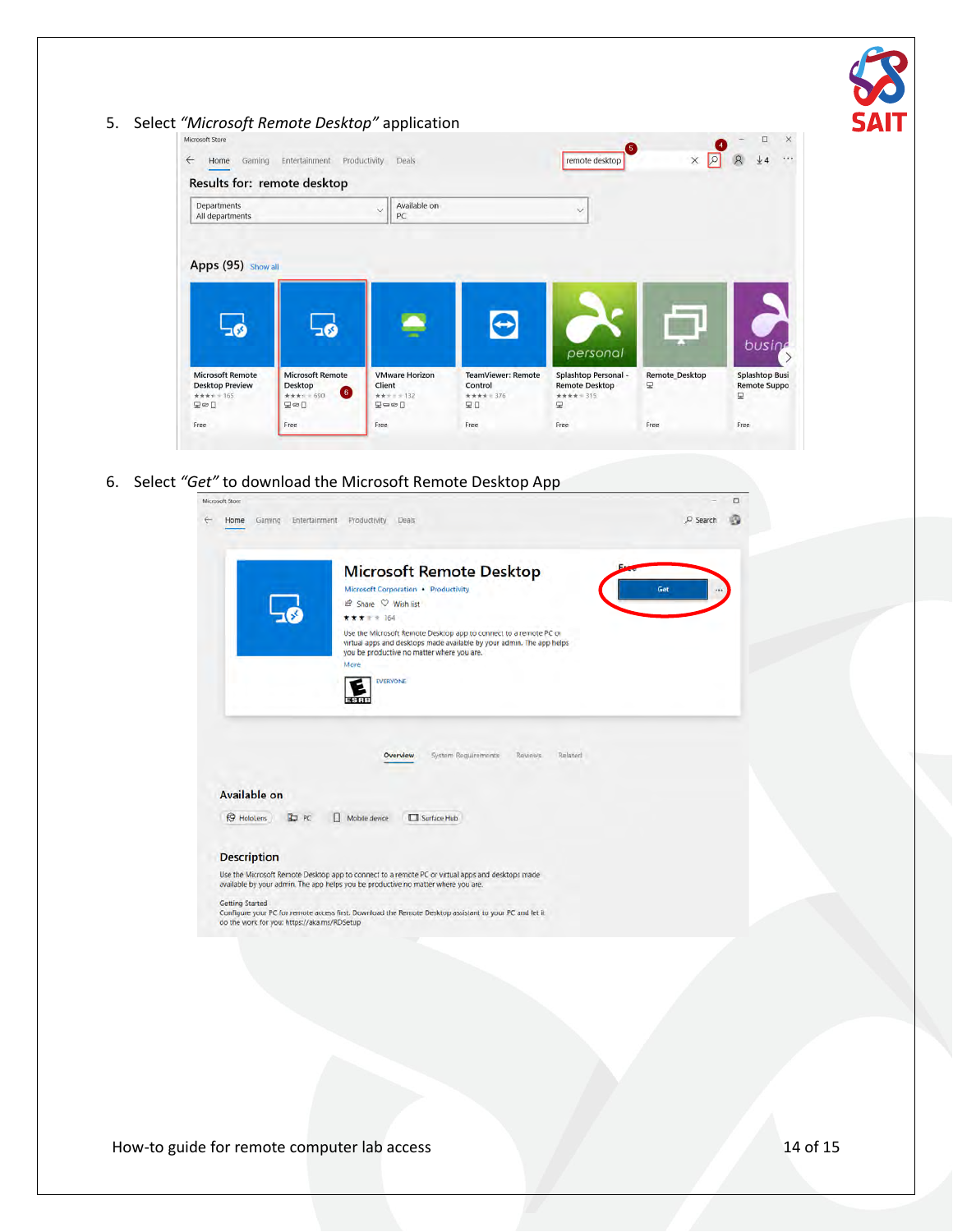5. Select *"Microsoft Remote Desktop"* application

6. Select *"Get"* to download the Microsoft Remote Desktop App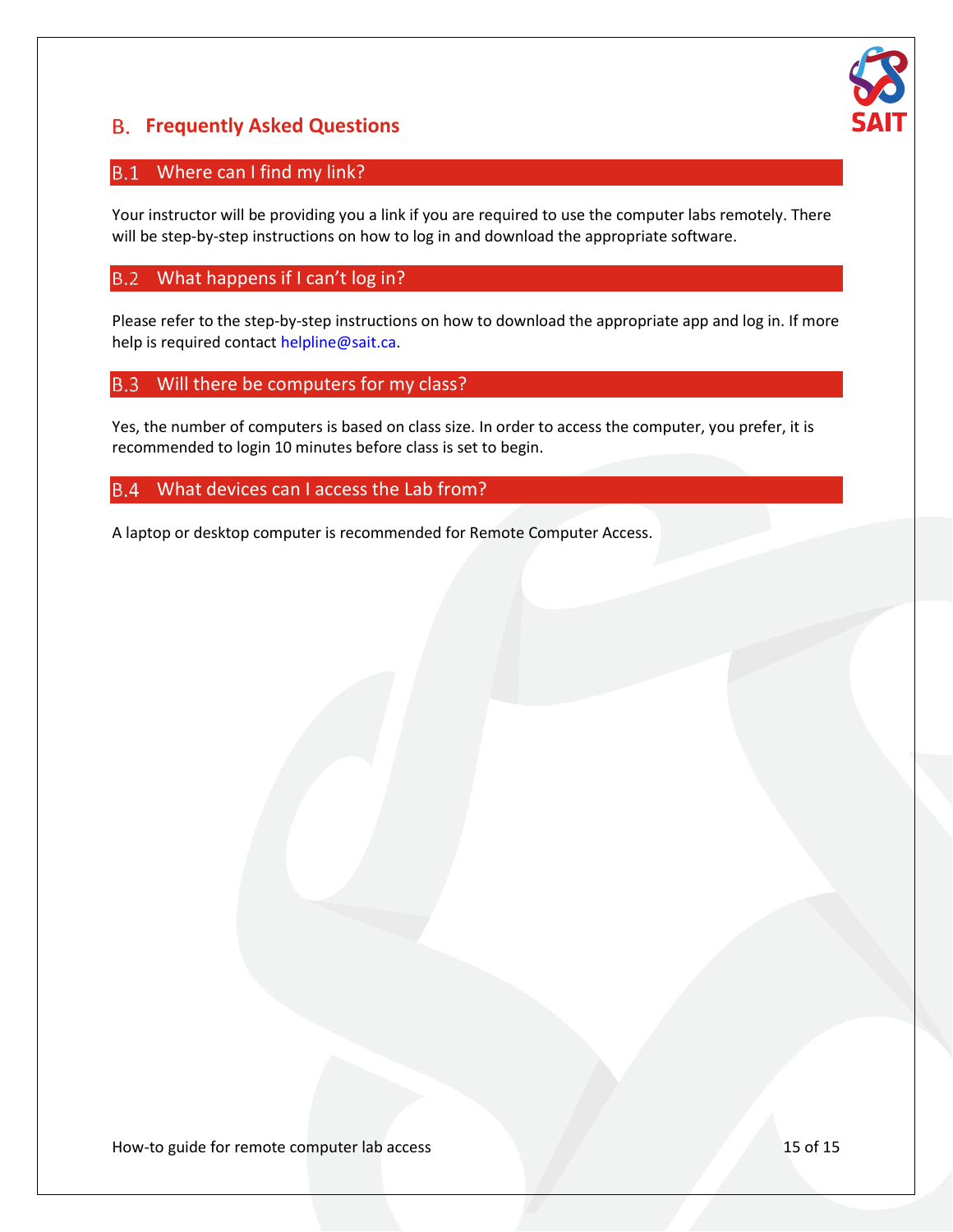# B. Frequently Asked Questions

## B.1 Where can I find my link?

Your instructor will be providing you a link if you are required to use the computer labs remotely. There will be step-by-step instructions on how to log in and download the appropriate software.

## B.2 What happens if I can't log in?

Please refer to the step-by-step instructions on how to download the appropriate app and log in. If more help is required contact helpline@sait.ca.

## B.3 Will there be computers for my class?

Yes, the number of computers is based on class size. In order to access the computer, you prefer, it is recommended to login 10 minutes before class is set to begin.

## B.4 What devices can I access the Lab from?

A laptop or desktop computer is recommended for Remote Computer Access.